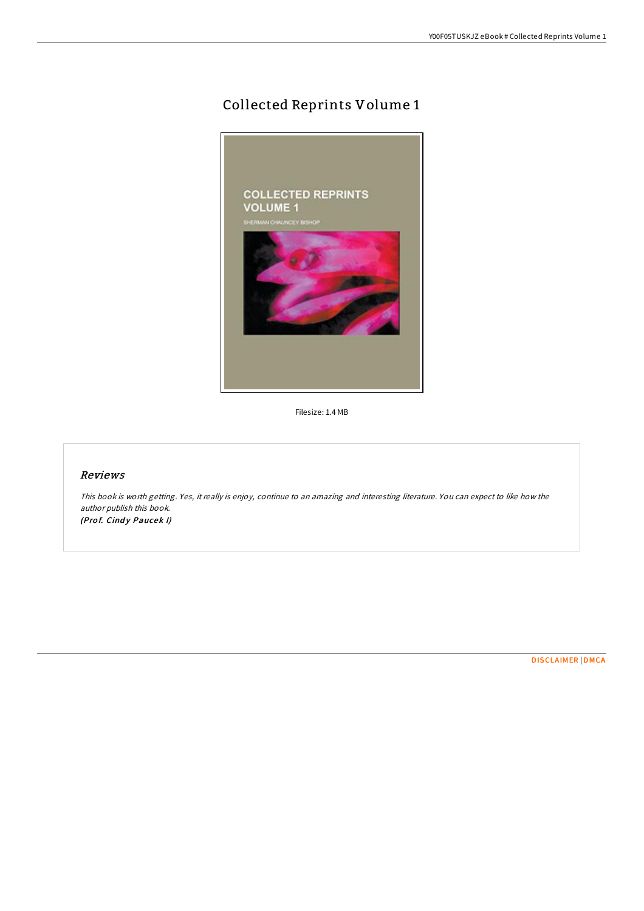# Collected Reprints Volume 1

Filesize: 1.4 MB

## *Reviews*

*This book is worth getting. Yes, it really is enjoy, continue to an amazing and interesting literature. You can expect to like how the author publish this book.*
***(Prof. Cindy Paucek I)***

DISCLAIMER | DMCA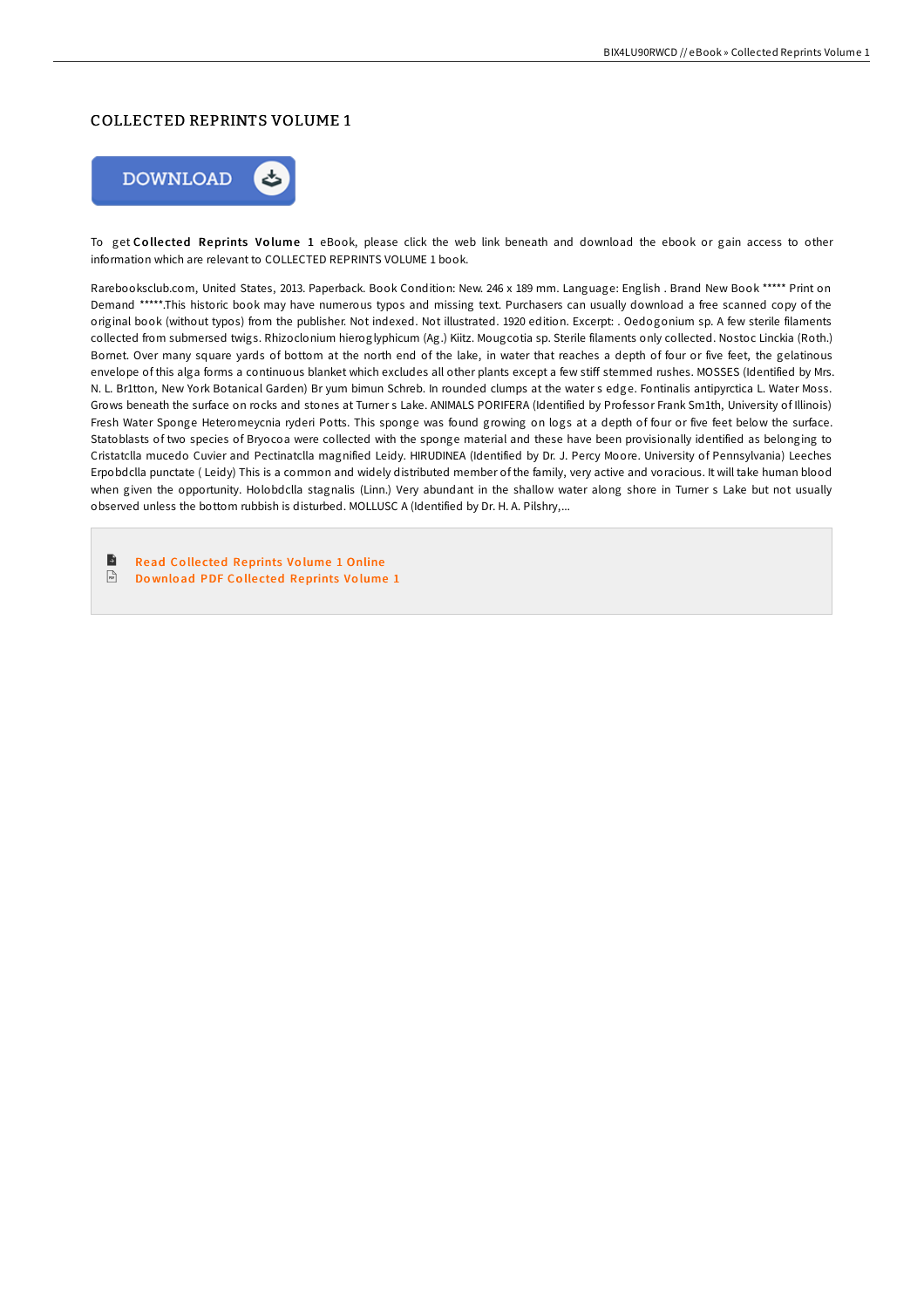# COLLECTED REPRINTS VOLUME 1

DOWNLOAD

To get **Collected Reprints Volume 1** eBook, please click the web link beneath and download the ebook or gain access to other information which are relevant to COLLECTED REPRINTS VOLUME 1 book.

Rarebooksclub.com, United States, 2013. Paperback. Book Condition: New. 246 x 189 mm. Language: English . Brand New Book ***** Print on Demand *****.This historic book may have numerous typos and missing text. Purchasers can usually download a free scanned copy of the original book (without typos) from the publisher. Not indexed. Not illustrated. 1920 edition. Excerpt: . Oedogonium sp. A few sterile filaments collected from submersed twigs. Rhizoclonium hieroglyphicum (Ag.) Kiitz. Mougcotia sp. Sterile filaments only collected. Nostoc Linckia (Roth.) Bornet. Over many square yards of bottom at the north end of the lake, in water that reaches a depth of four or five feet, the gelatinous envelope of this alga forms a continuous blanket which excludes all other plants except a few stiff stemmed rushes. MOSSES (Identified by Mrs. N. L. Br1tton, New York Botanical Garden) Br yum bimun Schreb. In rounded clumps at the water s edge. Fontinalis antipyrctica L. Water Moss. Grows beneath the surface on rocks and stones at Turner s Lake. ANIMALS PORIFERA (Identified by Professor Frank Sm1th, University of Illinois) Fresh Water Sponge Heteromeycnia ryderi Potts. This sponge was found growing on logs at a depth of four or five feet below the surface. Statoblasts of two species of Bryocoa were collected with the sponge material and these have been provisionally identified as belonging to Cristatclla mucedo Cuvier and Pectinatclla magnified Leidy. HIRUDINEA (Identified by Dr. J. Percy Moore. University of Pennsylvania) Leeches Erpobdclla punctate ( Leidy) This is a common and widely distributed member of the family, very active and voracious. It will take human blood when given the opportunity. Holobdclla stagnalis (Linn.) Very abundant in the shallow water along shore in Turner s Lake but not usually observed unless the bottom rubbish is disturbed. MOLLUSC A (Identified by Dr. H. A. Pilshry,...

- Read Collected Reprints Volume 1 Online
- Download PDF Collected Reprints Volume 1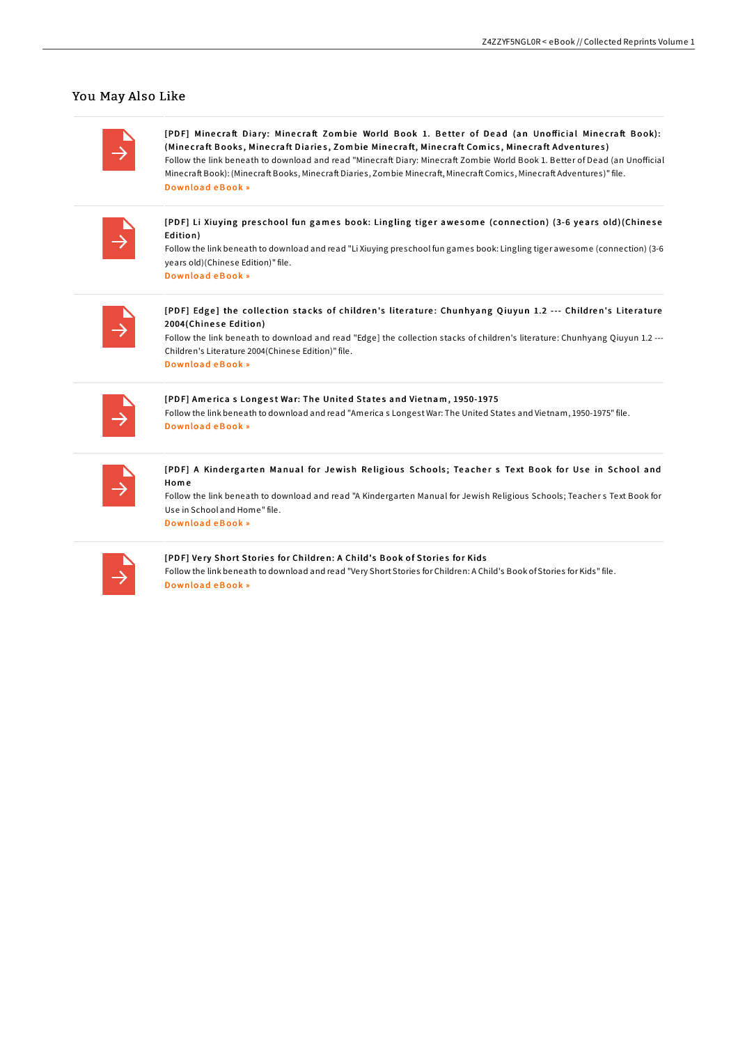## You May Also Like

**[PDF] Minecraft Diary: Minecraft Zombie World Book 1. Better of Dead (an Unofficial Minecraft Book): (Minecraft Books, Minecraft Diaries, Zombie Minecraft, Minecraft Comics, Minecraft Adventures)**

Follow the link beneath to download and read "Minecraft Diary: Minecraft Zombie World Book 1. Better of Dead (an Unofficial Minecraft Book): (Minecraft Books, Minecraft Diaries, Zombie Minecraft, Minecraft Comics, Minecraft Adventures)" file.

Download eBook »

**[PDF] Li Xiuying preschool fun games book: Lingling tiger awesome (connection) (3-6 years old)(Chinese Edition)**

Follow the link beneath to download and read "Li Xiuying preschool fun games book: Lingling tiger awesome (connection) (3-6 years old)(Chinese Edition)" file.

Download eBook »

**[PDF] Edge] the collection stacks of children's literature: Chunhyang Qiuyun 1.2 --- Children's Literature 2004(Chinese Edition)**

Follow the link beneath to download and read "Edge] the collection stacks of children's literature: Chunhyang Qiuyun 1.2 --- Children's Literature 2004(Chinese Edition)" file.

Download eBook »

**[PDF] America s Longest War: The United States and Vietnam, 1950-1975**

Follow the link beneath to download and read "America s Longest War: The United States and Vietnam, 1950-1975" file.

Download eBook »

**[PDF] A Kindergarten Manual for Jewish Religious Schools; Teacher s Text Book for Use in School and Home**

Follow the link beneath to download and read "A Kindergarten Manual for Jewish Religious Schools; Teacher s Text Book for Use in School and Home" file.

Download eBook »

**[PDF] Very Short Stories for Children: A Child's Book of Stories for Kids**

Follow the link beneath to download and read "Very Short Stories for Children: A Child's Book of Stories for Kids" file.

Download eBook »